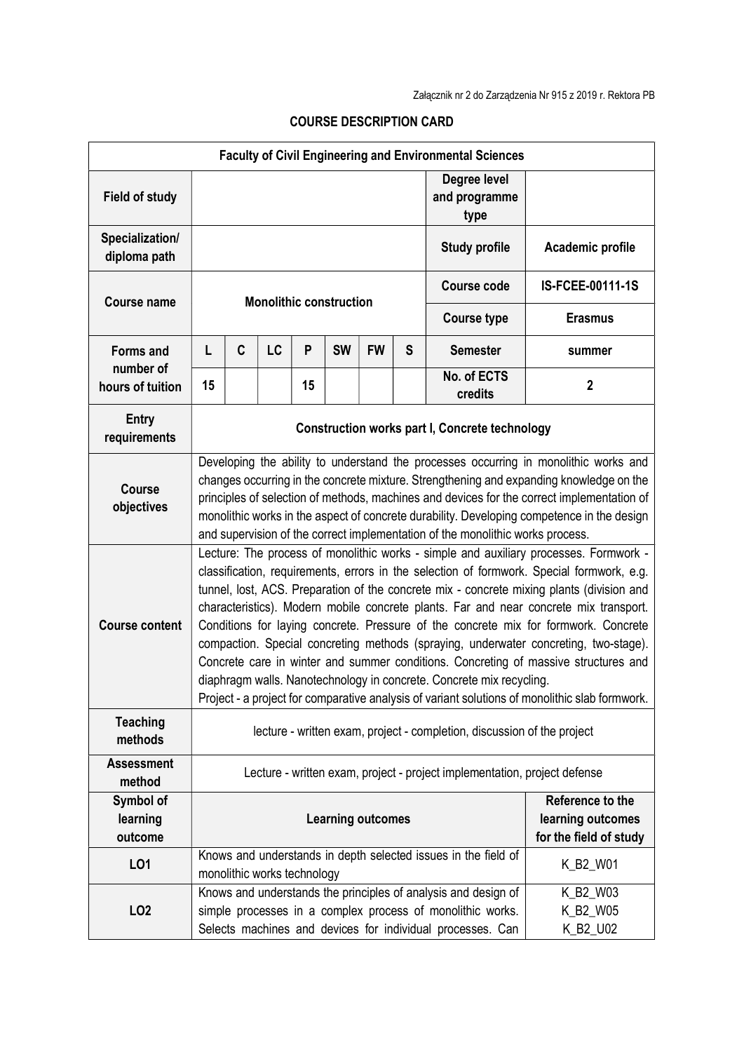Załącznik nr 2 do Zarządzenia Nr 915 z 2019 r. Rektora PB

## COURSE DESCRIPTION CARD

| Faculty of Civil Engineering and Environmental Sciences | | | | | | | | | |
|---|---|---|---|---|---|---|---|---|---|
| **Field of study** | | | | | | | | **Degree level and programme type** | |
| **Specialization/ diploma path** | | | | | | | | **Study profile** | **Academic profile** |
| **Course name** | **Monolithic construction** | | | | | | | **Course code** | **IS-FCEE-00111-1S** |
| | | | | | | | | **Course type** | **Erasmus** |
| **Forms and number of hours of tuition** | **L** | **C** | **LC** | **P** | **SW** | **FW** | **S** | **Semester** | **summer** |
| | **15** | | | **15** | | | | **No. of ECTS credits** | **2** |
| **Entry requirements** | **Construction works part I, Concrete technology** | | | | | | | | |
| **Course objectives** | Developing the ability to understand the processes occurring in monolithic works and changes occurring in the concrete mixture. Strengthening and expanding knowledge on the principles of selection of methods, machines and devices for the correct implementation of monolithic works in the aspect of concrete durability. Developing competence in the design and supervision of the correct implementation of the monolithic works process. | | | | | | | | |
| **Course content** | Lecture: The process of monolithic works - simple and auxiliary processes. Formwork - classification, requirements, errors in the selection of formwork. Special formwork, e.g. tunnel, lost, ACS. Preparation of the concrete mix - concrete mixing plants (division and characteristics). Modern mobile concrete plants. Far and near concrete mix transport. Conditions for laying concrete. Pressure of the concrete mix for formwork. Concrete compaction. Special concreting methods (spraying, underwater concreting, two-stage). Concrete care in winter and summer conditions. Concreting of massive structures and diaphragm walls. Nanotechnology in concrete. Concrete mix recycling.<br>Project - a project for comparative analysis of variant solutions of monolithic slab formwork. | | | | | | | | |
| **Teaching methods** | lecture - written exam, project - completion, discussion of the project | | | | | | | | |
| **Assessment method** | Lecture - written exam, project - project implementation, project defense | | | | | | | | |
| **Symbol of learning outcome** | **Learning outcomes** | | | | | | | | **Reference to the learning outcomes for the field of study** |
| **LO1** | Knows and understands in depth selected issues in the field of monolithic works technology | | | | | | | | K_B2_W01 |
| **LO2** | Knows and understands the principles of analysis and design of simple processes in a complex process of monolithic works. Selects machines and devices for individual processes. Can | | | | | | | | K_B2_W03<br>K_B2_W05<br>K_B2_U02 |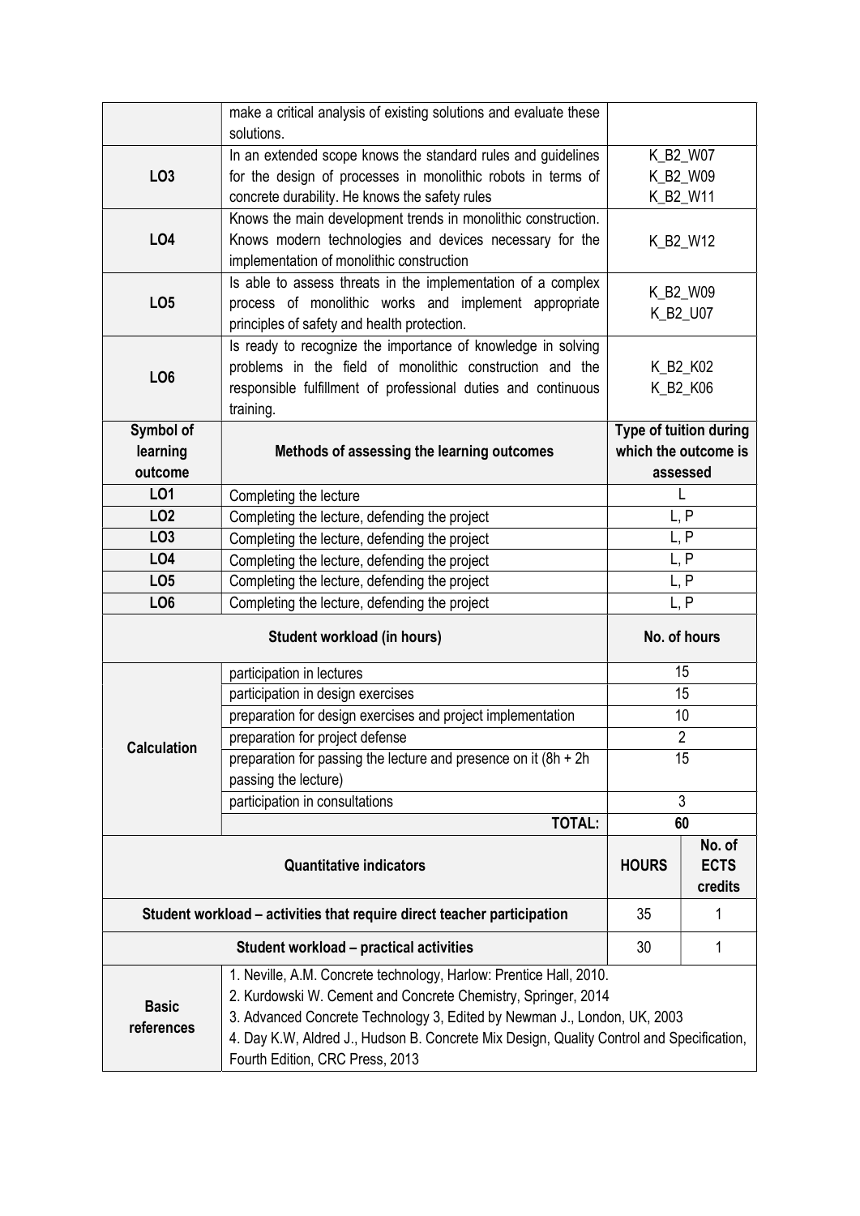| | | |
|---|---|---|
| | make a critical analysis of existing solutions and evaluate these solutions. | |
| **LO3** | In an extended scope knows the standard rules and guidelines for the design of processes in monolithic robots in terms of concrete durability. He knows the safety rules | K_B2_W07<br>K_B2_W09<br>K_B2_W11 |
| **LO4** | Knows the main development trends in monolithic construction. Knows modern technologies and devices necessary for the implementation of monolithic construction | K_B2_W12 |
| **LO5** | Is able to assess threats in the implementation of a complex process of monolithic works and implement appropriate principles of safety and health protection. | K_B2_W09<br>K_B2_U07 |
| **LO6** | Is ready to recognize the importance of knowledge in solving problems in the field of monolithic construction and the responsible fulfillment of professional duties and continuous training. | K_B2_K02<br>K_B2_K06 |

| Symbol of learning outcome | Methods of assessing the learning outcomes | Type of tuition during which the outcome is assessed |
|---|---|---|
| **LO1** | Completing the lecture | L |
| **LO2** | Completing the lecture, defending the project | L, P |
| **LO3** | Completing the lecture, defending the project | L, P |
| **LO4** | Completing the lecture, defending the project | L, P |
| **LO5** | Completing the lecture, defending the project | L, P |
| **LO6** | Completing the lecture, defending the project | L, P |

| Student workload (in hours) | | No. of hours |
|---|---|---|
| **Calculation** | participation in lectures | 15 |
| | participation in design exercises | 15 |
| | preparation for design exercises and project implementation | 10 |
| | preparation for project defense | 2 |
| | preparation for passing the lecture and presence on it (8h + 2h passing the lecture) | 15 |
| | participation in consultations | 3 |
| | **TOTAL:** | **60** |

| Quantitative indicators | HOURS | No. of ECTS credits |
|---|---|---|
| **Student workload – activities that require direct teacher participation** | 35 | 1 |
| **Student workload – practical activities** | 30 | 1 |

| | |
|---|---|
| **Basic references** | 1. Neville, A.M. Concrete technology, Harlow: Prentice Hall, 2010.<br>2. Kurdowski W. Cement and Concrete Chemistry, Springer, 2014<br>3. Advanced Concrete Technology 3, Edited by Newman J., London, UK, 2003<br>4. Day K.W, Aldred J., Hudson B. Concrete Mix Design, Quality Control and Specification, Fourth Edition, CRC Press, 2013 |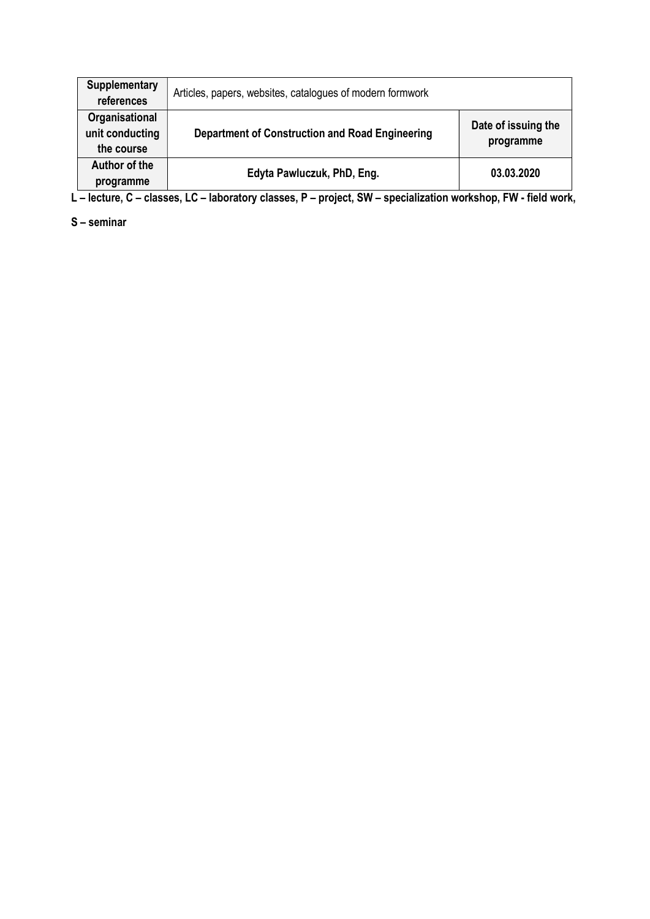| | | |
|---|---|---|
| **Supplementary references** | Articles, papers, websites, catalogues of modern formwork | |
| **Organisational unit conducting the course** | **Department of Construction and Road Engineering** | **Date of issuing the programme** |
| **Author of the programme** | **Edyta Pawluczuk, PhD, Eng.** | **03.03.2020** |

**L – lecture, C – classes, LC – laboratory classes, P – project, SW – specialization workshop, FW - field work,**

**S – seminar**